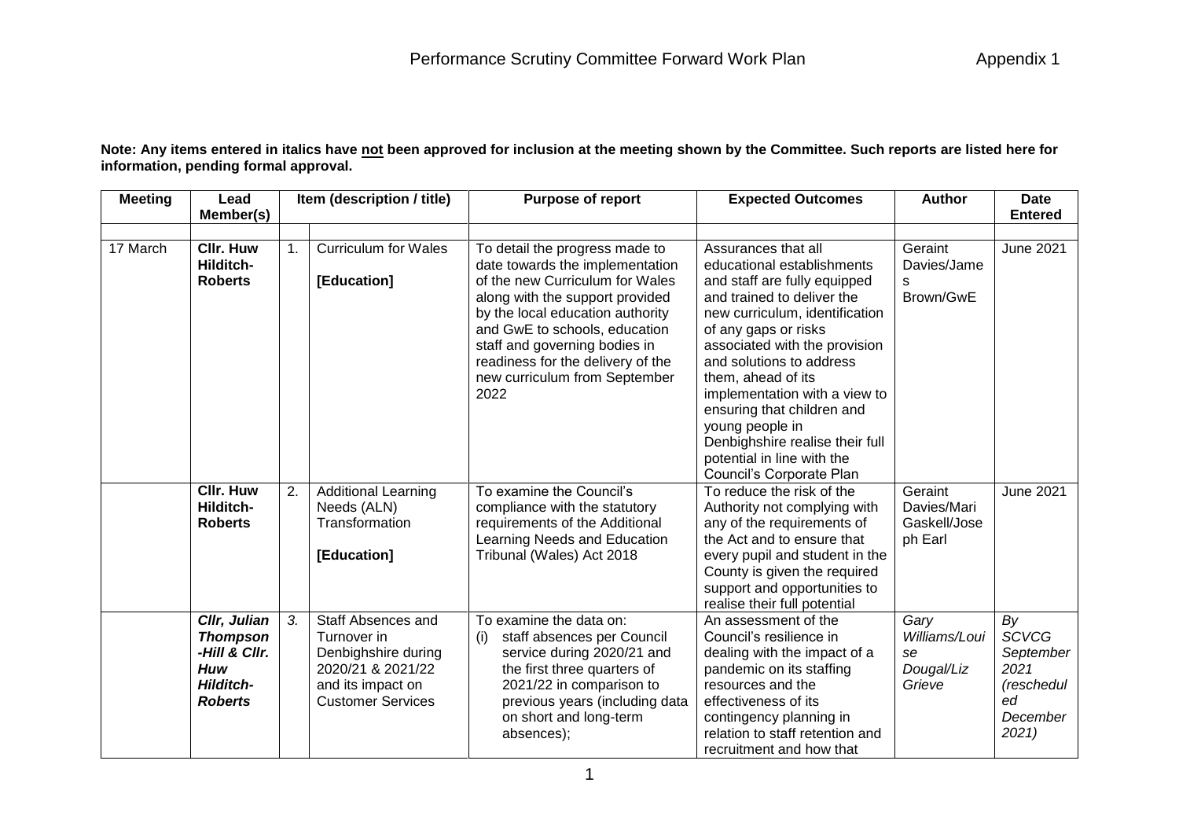# Performance Scrutiny Committee Forward Work Plan

Appendix 1

**Note: Any items entered in italics have <u>not</u> been approved for inclusion at the meeting shown by the Committee. Such reports are listed here for information, pending formal approval.**

| Meeting | Lead Member(s) | Item (description / title) | | Purpose of report | Expected Outcomes | Author | Date Entered |
|---|---|---|---|---|---|---|---|
| | | | | | | | |
| 17 March | **Cllr. Huw Hilditch-Roberts** | 1. | Curriculum for Wales<br><br>**[Education]** | To detail the progress made to date towards the implementation of the new Curriculum for Wales along with the support provided by the local education authority and GwE to schools, education staff and governing bodies in readiness for the delivery of the new curriculum from September 2022 | Assurances that all educational establishments and staff are fully equipped and trained to deliver the new curriculum, identification of any gaps or risks associated with the provision and solutions to address them, ahead of its implementation with a view to ensuring that children and young people in Denbighshire realise their full potential in line with the Council's Corporate Plan | Geraint Davies/James Brown/GwE | June 2021 |
| | **Cllr. Huw Hilditch-Roberts** | 2. | Additional Learning Needs (ALN) Transformation<br><br>**[Education]** | To examine the Council's compliance with the statutory requirements of the Additional Learning Needs and Education Tribunal (Wales) Act 2018 | To reduce the risk of the Authority not complying with any of the requirements of the Act and to ensure that every pupil and student in the County is given the required support and opportunities to realise their full potential | Geraint Davies/Mari Gaskell/Joseph Earl | June 2021 |
| | ***Cllr, Julian Thompson-Hill & Cllr. Huw Hilditch-Roberts*** | *3.* | *Staff Absences and Turnover in Denbighshire during 2020/21 & 2021/22 and its impact on Customer Services* | *To examine the data on:*<br>*(i) staff absences per Council service during 2020/21 and the first three quarters of 2021/22 in comparison to previous years (including data on short and long-term absences);* | *An assessment of the Council's resilience in dealing with the impact of a pandemic on its staffing resources and the effectiveness of its contingency planning in relation to staff retention and recruitment and how that* | *Gary Williams/Louise Dougal/Liz Grieve* | *By SCVCG September 2021 (rescheduled December 2021)* |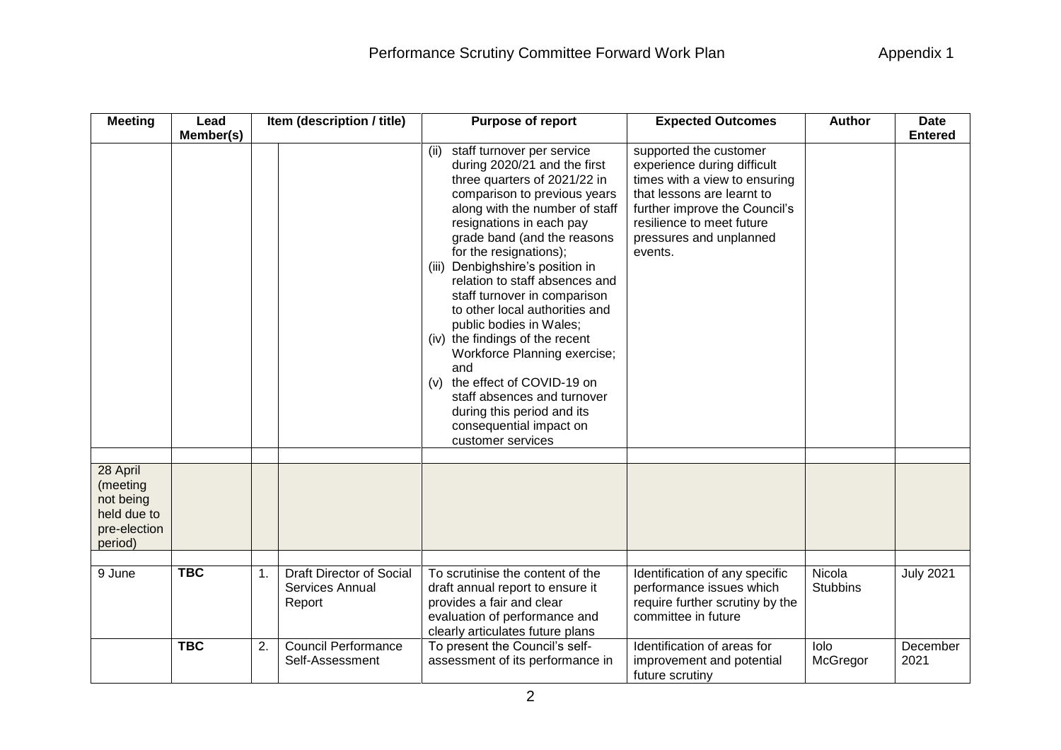| Meeting | Lead Member(s) | Item (description / title) | | Purpose of report | Expected Outcomes | Author | Date Entered |
|---|---|---|---|---|---|---|---|
| | | | | (ii) staff turnover per service during 2020/21 and the first three quarters of 2021/22 in comparison to previous years along with the number of staff resignations in each pay grade band (and the reasons for the resignations);<br>(iii) Denbighshire's position in relation to staff absences and staff turnover in comparison to other local authorities and public bodies in Wales;<br>(iv) the findings of the recent Workforce Planning exercise; and<br>(v) the effect of COVID-19 on staff absences and turnover during this period and its consequential impact on customer services | supported the customer experience during difficult times with a view to ensuring that lessons are learnt to further improve the Council's resilience to meet future pressures and unplanned events. | | |
| | | | | | | | |
| 28 April (meeting not being held due to pre-election period) | | | | | | | |
| | | | | | | | |
| 9 June | **TBC** | 1. | Draft Director of Social Services Annual Report | To scrutinise the content of the draft annual report to ensure it provides a fair and clear evaluation of performance and clearly articulates future plans | Identification of any specific performance issues which require further scrutiny by the committee in future | Nicola Stubbins | July 2021 |
| | **TBC** | 2. | Council Performance Self-Assessment | To present the Council's self-assessment of its performance in | Identification of areas for improvement and potential future scrutiny | Iolo McGregor | December 2021 |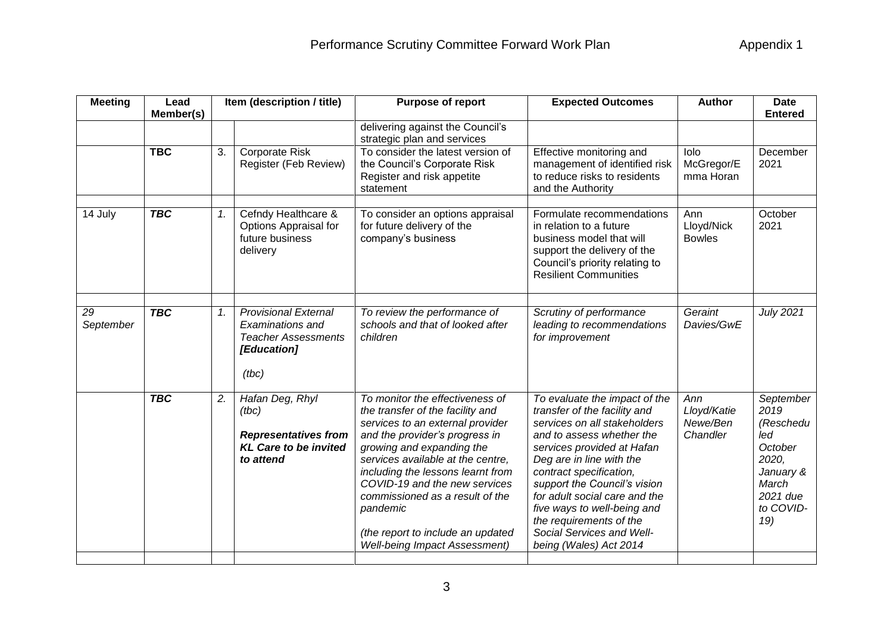| Meeting | Lead Member(s) | Item (description / title) | | Purpose of report | Expected Outcomes | Author | Date Entered |
|---|---|---|---|---|---|---|---|
| | | | | delivering against the Council's strategic plan and services | | | |
| | **TBC** | 3. | Corporate Risk Register (Feb Review) | To consider the latest version of the Council's Corporate Risk Register and risk appetite statement | Effective monitoring and management of identified risk to reduce risks to residents and the Authority | Iolo McGregor/Emma Horan | December 2021 |
| | | | | | | | |
| 14 July | ***TBC*** | *1.* | Cefndy Healthcare & Options Appraisal for future business delivery | To consider an options appraisal for future delivery of the company's business | Formulate recommendations in relation to a future business model that will support the delivery of the Council's priority relating to Resilient Communities | Ann Lloyd/Nick Bowles | October 2021 |
| | | | | | | | |
| *29 September* | ***TBC*** | *1.* | *Provisional External Examinations and Teacher Assessments* ***[Education]*** *(tbc)* | *To review the performance of schools and that of looked after children* | *Scrutiny of performance leading to recommendations for improvement* | *Geraint Davies/GwE* | *July 2021* |
| | ***TBC*** | *2.* | *Hafan Deg, Rhyl (tbc)* ***Representatives from KL Care to be invited to attend*** | *To monitor the effectiveness of the transfer of the facility and services to an external provider and the provider's progress in growing and expanding the services available at the centre, including the lessons learnt from COVID-19 and the new services commissioned as a result of the pandemic* *(the report to include an updated Well-being Impact Assessment)* | *To evaluate the impact of the transfer of the facility and services on all stakeholders and to assess whether the services provided at Hafan Deg are in line with the contract specification, support the Council's vision for adult social care and the five ways to well-being and the requirements of the Social Services and Well-being (Wales) Act 2014* | *Ann Lloyd/Katie Newe/Ben Chandler* | *September 2019 (Rescheduled October 2020, January & March 2021 due to COVID-19)* |
| | | | | | | | |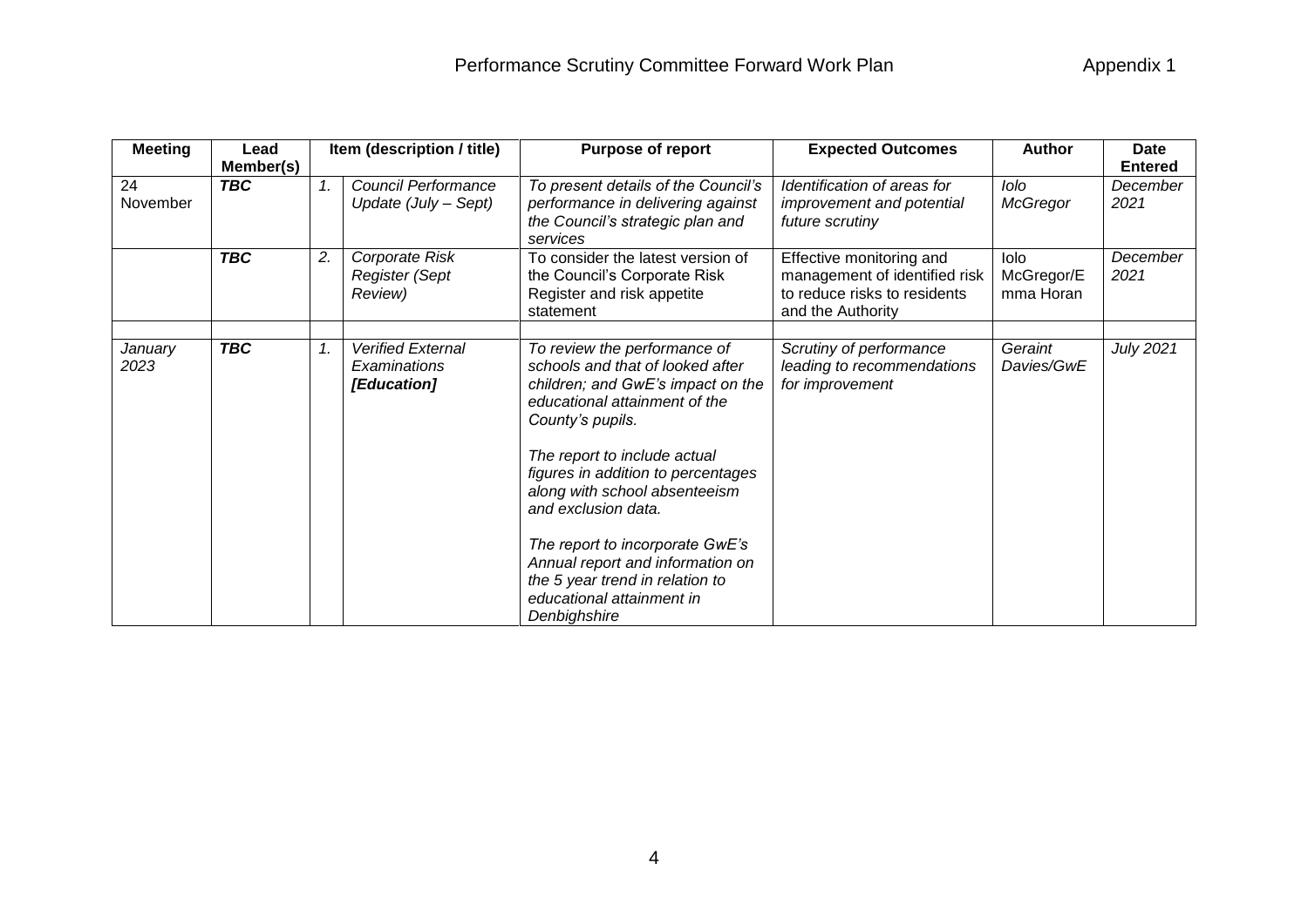# Performance Scrutiny Committee Forward Work Plan

Appendix 1

| Meeting | Lead Member(s) | Item (description / title) | | Purpose of report | Expected Outcomes | Author | Date Entered |
|---|---|---|---|---|---|---|---|
| 24 November | ***TBC*** | *1.* | *Council Performance Update (July – Sept)* | *To present details of the Council's performance in delivering against the Council's strategic plan and services* | *Identification of areas for improvement and potential future scrutiny* | *Iolo McGregor* | *December 2021* |
| | ***TBC*** | *2.* | *Corporate Risk Register (Sept Review)* | To consider the latest version of the Council's Corporate Risk Register and risk appetite statement | Effective monitoring and management of identified risk to reduce risks to residents and the Authority | Iolo McGregor/Emma Horan | *December 2021* |
| | | | | | | | |
| *January 2023* | ***TBC*** | *1.* | *Verified External Examinations* ***[Education]*** | *To review the performance of schools and that of looked after children; and GwE's impact on the educational attainment of the County's pupils.*<br><br>*The report to include actual figures in addition to percentages along with school absenteeism and exclusion data.*<br><br>*The report to incorporate GwE's Annual report and information on the 5 year trend in relation to educational attainment in Denbighshire* | *Scrutiny of performance leading to recommendations for improvement* | *Geraint Davies/GwE* | *July 2021* |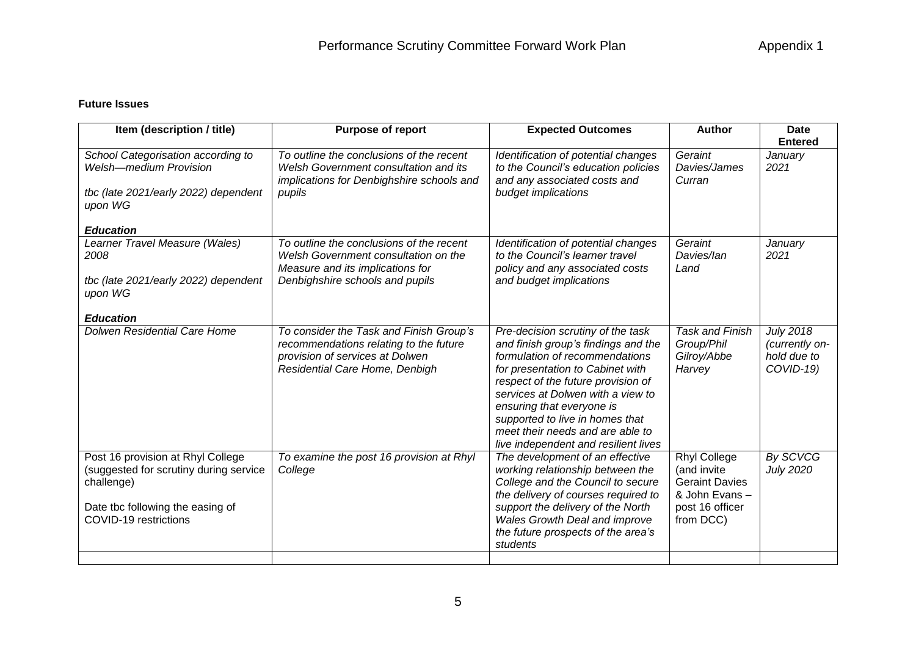**Future Issues**

| Item (description / title) | Purpose of report | Expected Outcomes | Author | Date Entered |
|---|---|---|---|---|
| *School Categorisation according to Welsh—medium Provision*<br><br>*tbc (late 2021/early 2022) dependent upon WG*<br><br>***Education*** | *To outline the conclusions of the recent Welsh Government consultation and its implications for Denbighshire schools and pupils* | *Identification of potential changes to the Council's education policies and any associated costs and budget implications* | *Geraint Davies/James Curran* | *January 2021* |
| *Learner Travel Measure (Wales) 2008*<br><br>*tbc (late 2021/early 2022) dependent upon WG*<br><br>***Education*** | *To outline the conclusions of the recent Welsh Government consultation on the Measure and its implications for Denbighshire schools and pupils* | *Identification of potential changes to the Council's learner travel policy and any associated costs and budget implications* | *Geraint Davies/Ian Land* | *January 2021* |
| *Dolwen Residential Care Home* | *To consider the Task and Finish Group's recommendations relating to the future provision of services at Dolwen Residential Care Home, Denbigh* | *Pre-decision scrutiny of the task and finish group's findings and the formulation of recommendations for presentation to Cabinet with respect of the future provision of services at Dolwen with a view to ensuring that everyone is supported to live in homes that meet their needs and are able to live independent and resilient lives* | *Task and Finish Group/Phil Gilroy/Abbe Harvey* | *July 2018 (currently on-hold due to COVID-19)* |
| Post 16 provision at Rhyl College (suggested for scrutiny during service challenge)<br><br>Date tbc following the easing of COVID-19 restrictions | *To examine the post 16 provision at Rhyl College* | *The development of an effective working relationship between the College and the Council to secure the delivery of courses required to support the delivery of the North Wales Growth Deal and improve the future prospects of the area's students* | Rhyl College (and invite Geraint Davies & John Evans – post 16 officer from DCC) | *By SCVCG July 2020* |
| | | | | |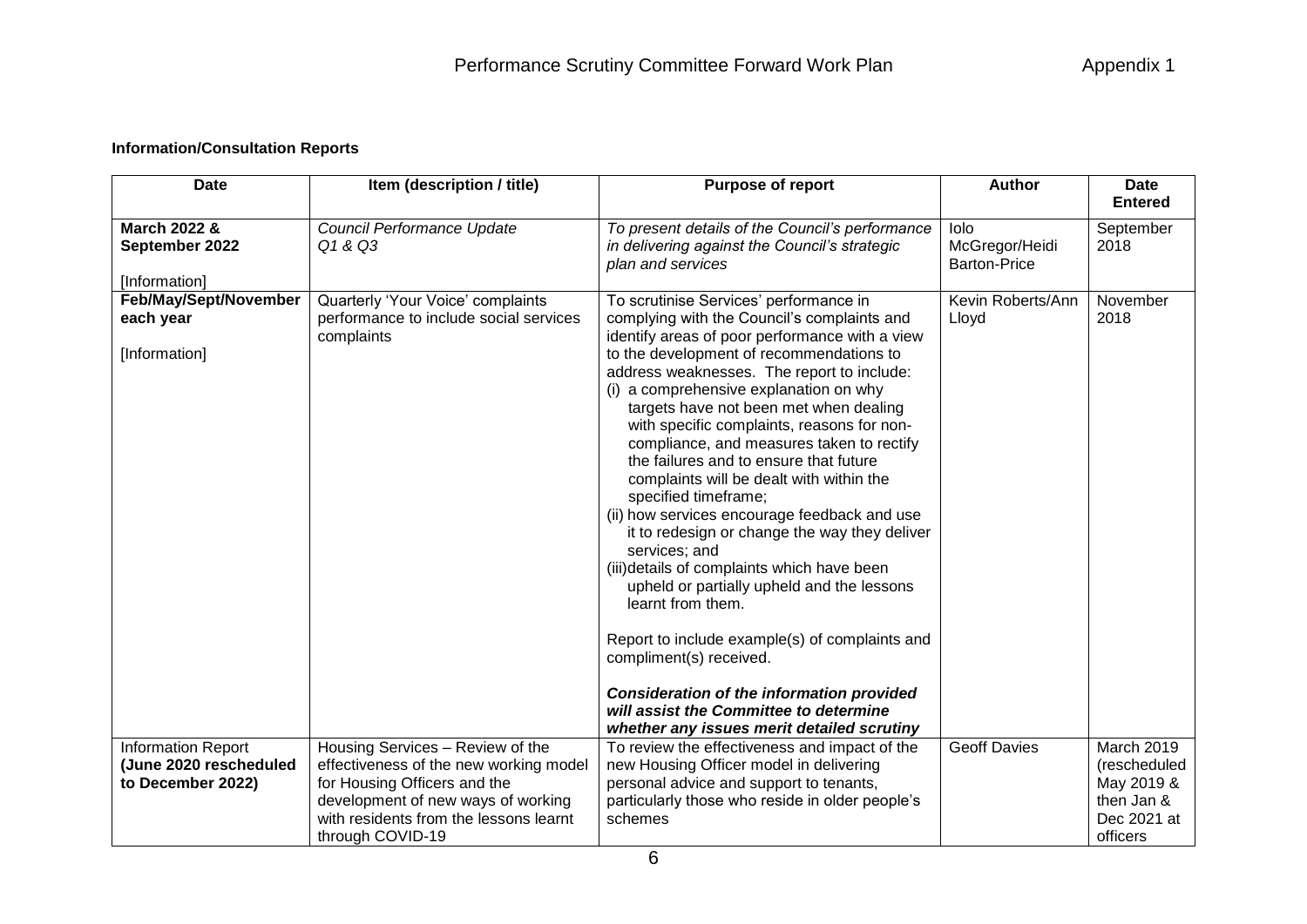# Performance Scrutiny Committee Forward Work Plan

Appendix 1

**Information/Consultation Reports**

| Date | Item (description / title) | Purpose of report | Author | Date Entered |
|---|---|---|---|---|
| **March 2022 & September 2022**<br><br>[Information] | *Council Performance Update Q1 & Q3* | *To present details of the Council's performance in delivering against the Council's strategic plan and services* | Iolo McGregor/Heidi Barton-Price | September 2018 |
| **Feb/May/Sept/November each year**<br><br>[Information] | Quarterly 'Your Voice' complaints performance to include social services complaints | To scrutinise Services' performance in complying with the Council's complaints and identify areas of poor performance with a view to the development of recommendations to address weaknesses. The report to include:<br>(i) a comprehensive explanation on why targets have not been met when dealing with specific complaints, reasons for non-compliance, and measures taken to rectify the failures and to ensure that future complaints will be dealt with within the specified timeframe;<br>(ii) how services encourage feedback and use it to redesign or change the way they deliver services; and<br>(iii) details of complaints which have been upheld or partially upheld and the lessons learnt from them.<br><br>Report to include example(s) of complaints and compliment(s) received.<br><br>***Consideration of the information provided will assist the Committee to determine whether any issues merit detailed scrutiny*** | Kevin Roberts/Ann Lloyd | November 2018 |
| Information Report **(June 2020 rescheduled to December 2022)** | Housing Services – Review of the effectiveness of the new working model for Housing Officers and the development of new ways of working with residents from the lessons learnt through COVID-19 | To review the effectiveness and impact of the new Housing Officer model in delivering personal advice and support to tenants, particularly those who reside in older people's schemes | Geoff Davies | March 2019 (rescheduled May 2019 & then Jan & Dec 2021 at officers |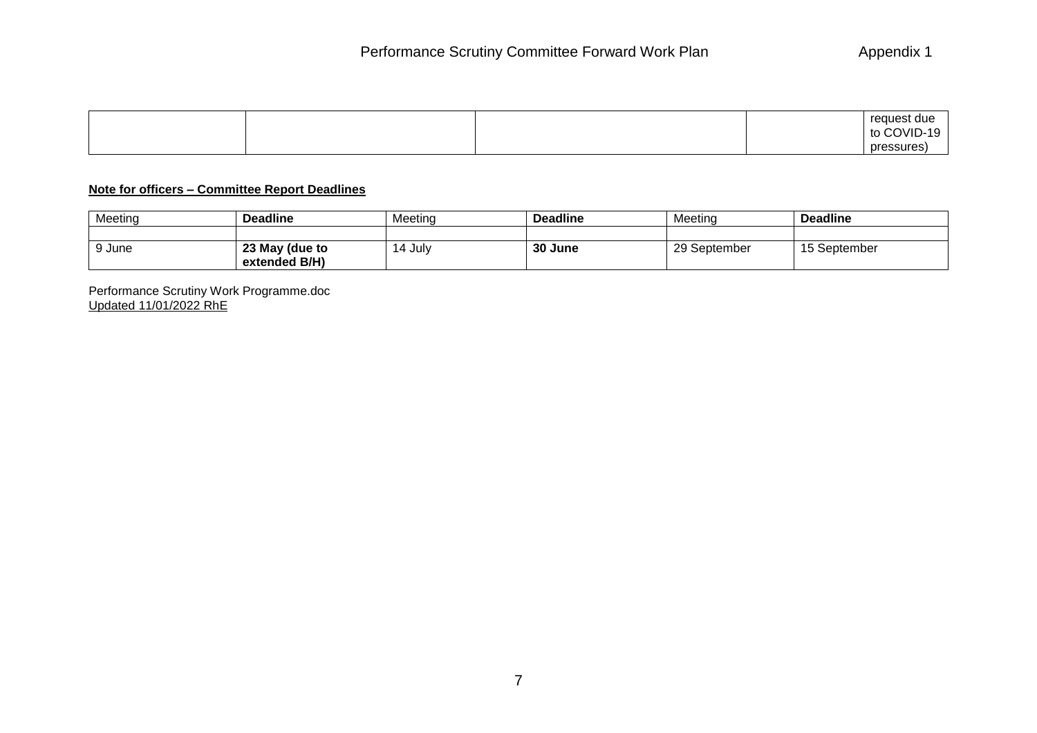| | | | | |
|---|---|---|---|---|
| | | | | request due to COVID-19 pressures) |

**Note for officers – Committee Report Deadlines**

| Meeting | **Deadline** | Meeting | **Deadline** | Meeting | **Deadline** |
|---|---|---|---|---|---|
| | | | | | |
| 9 June | **23 May (due to extended B/H)** | 14 July | **30 June** | 29 September | 15 September |

Performance Scrutiny Work Programme.doc
Updated 11/01/2022 RhE